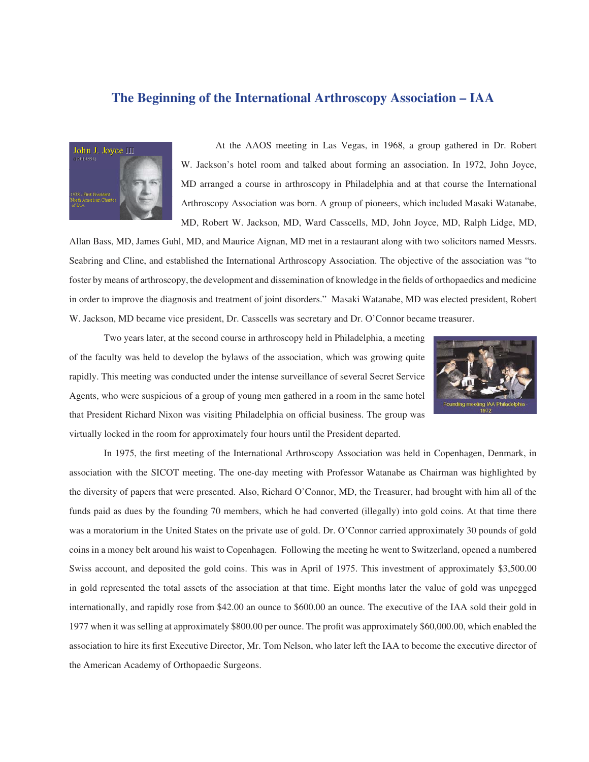# The Beginning of the International Arthroscopy Association – IAA

At the AAOS meeting in Las Vegas, in 1968, a group gathered in Dr. Robert W. Jackson's hotel room and talked about forming an association. In 1972, John Joyce, MD arranged a course in arthroscopy in Philadelphia and at that course the International Arthroscopy Association was born. A group of pioneers, which included Masaki Watanabe, MD, Robert W. Jackson, MD, Ward Casscells, MD, John Joyce, MD, Ralph Lidge, MD, Allan Bass, MD, James Guhl, MD, and Maurice Aignan, MD met in a restaurant along with two solicitors named Messrs. Seabring and Cline, and established the International Arthroscopy Association. The objective of the association was "to foster by means of arthroscopy, the development and dissemination of knowledge in the fields of orthopaedics and medicine in order to improve the diagnosis and treatment of joint disorders." Masaki Watanabe, MD was elected president, Robert W. Jackson, MD became vice president, Dr. Casscells was secretary and Dr. O'Connor became treasurer.

Two years later, at the second course in arthroscopy held in Philadelphia, a meeting of the faculty was held to develop the bylaws of the association, which was growing quite rapidly. This meeting was conducted under the intense surveillance of several Secret Service Agents, who were suspicious of a group of young men gathered in a room in the same hotel that President Richard Nixon was visiting Philadelphia on official business. The group was virtually locked in the room for approximately four hours until the President departed.

Founding meeting IAA Philadelphia - 1972

In 1975, the first meeting of the International Arthroscopy Association was held in Copenhagen, Denmark, in association with the SICOT meeting. The one-day meeting with Professor Watanabe as Chairman was highlighted by the diversity of papers that were presented. Also, Richard O'Connor, MD, the Treasurer, had brought with him all of the funds paid as dues by the founding 70 members, which he had converted (illegally) into gold coins. At that time there was a moratorium in the United States on the private use of gold. Dr. O'Connor carried approximately 30 pounds of gold coins in a money belt around his waist to Copenhagen. Following the meeting he went to Switzerland, opened a numbered Swiss account, and deposited the gold coins. This was in April of 1975. This investment of approximately $3,500.00 in gold represented the total assets of the association at that time. Eight months later the value of gold was unpegged internationally, and rapidly rose from $42.00 an ounce to $600.00 an ounce. The executive of the IAA sold their gold in 1977 when it was selling at approximately $800.00 per ounce. The profit was approximately $60,000.00, which enabled the association to hire its first Executive Director, Mr. Tom Nelson, who later left the IAA to become the executive director of the American Academy of Orthopaedic Surgeons.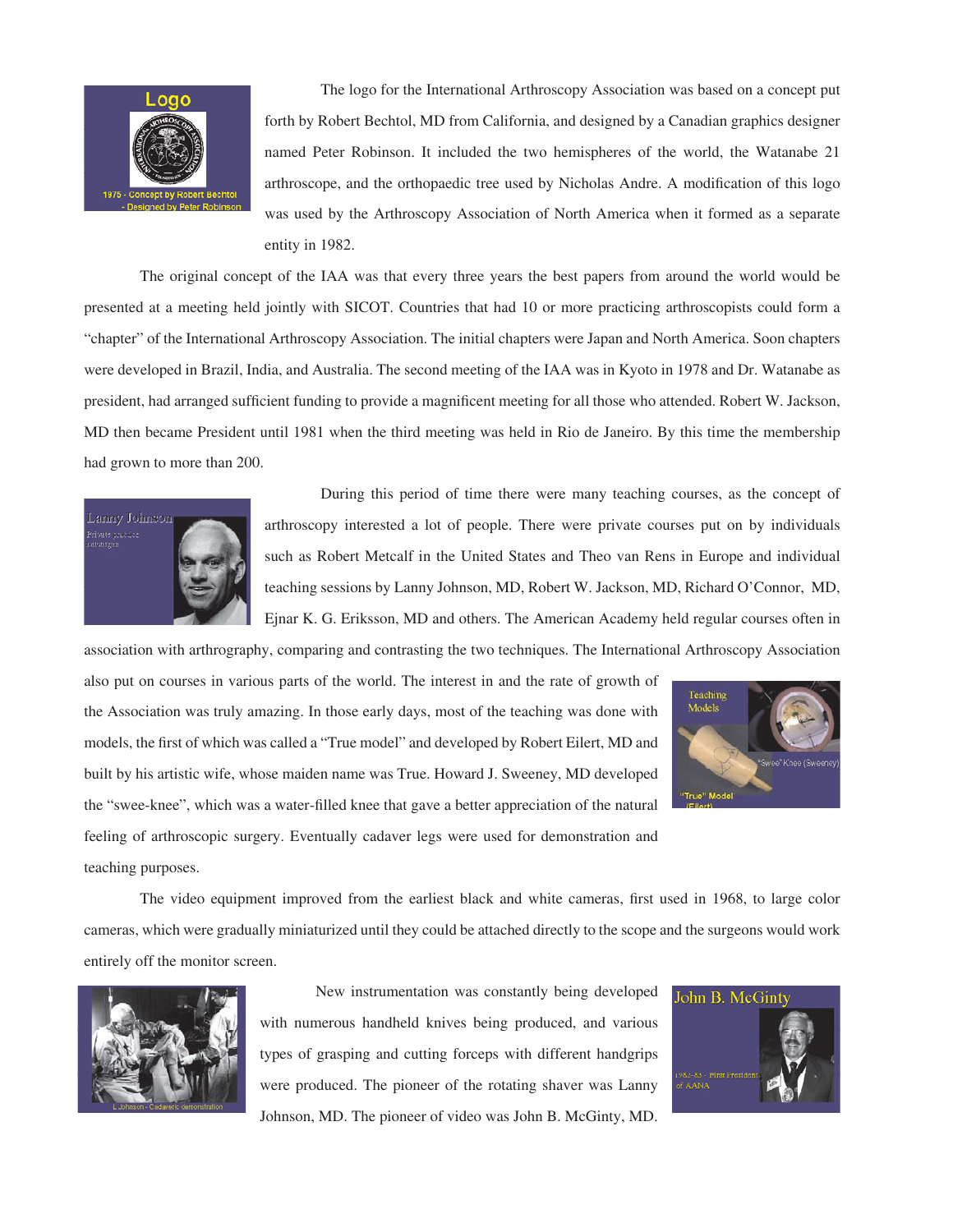The logo for the International Arthroscopy Association was based on a concept put forth by Robert Bechtol, MD from California, and designed by a Canadian graphics designer named Peter Robinson. It included the two hemispheres of the world, the Watanabe 21 arthroscope, and the orthopaedic tree used by Nicholas Andre. A modification of this logo was used by the Arthroscopy Association of North America when it formed as a separate entity in 1982.

The original concept of the IAA was that every three years the best papers from around the world would be presented at a meeting held jointly with SICOT. Countries that had 10 or more practicing arthroscopists could form a "chapter" of the International Arthroscopy Association. The initial chapters were Japan and North America. Soon chapters were developed in Brazil, India, and Australia. The second meeting of the IAA was in Kyoto in 1978 and Dr. Watanabe as president, had arranged sufficient funding to provide a magnificent meeting for all those who attended. Robert W. Jackson, MD then became President until 1981 when the third meeting was held in Rio de Janeiro. By this time the membership had grown to more than 200.

During this period of time there were many teaching courses, as the concept of arthroscopy interested a lot of people. There were private courses put on by individuals such as Robert Metcalf in the United States and Theo van Rens in Europe and individual teaching sessions by Lanny Johnson, MD, Robert W. Jackson, MD, Richard O'Connor, MD, Ejnar K. G. Eriksson, MD and others. The American Academy held regular courses often in association with arthrography, comparing and contrasting the two techniques. The International Arthroscopy Association also put on courses in various parts of the world. The interest in and the rate of growth of the Association was truly amazing. In those early days, most of the teaching was done with models, the first of which was called a "True model" and developed by Robert Eilert, MD and built by his artistic wife, whose maiden name was True. Howard J. Sweeney, MD developed the "swee-knee", which was a water-filled knee that gave a better appreciation of the natural feeling of arthroscopic surgery. Eventually cadaver legs were used for demonstration and teaching purposes.

The video equipment improved from the earliest black and white cameras, first used in 1968, to large color cameras, which were gradually miniaturized until they could be attached directly to the scope and the surgeons would work entirely off the monitor screen.

New instrumentation was constantly being developed with numerous handheld knives being produced, and various types of grasping and cutting forceps with different handgrips were produced. The pioneer of the rotating shaver was Lanny Johnson, MD. The pioneer of video was John B. McGinty, MD.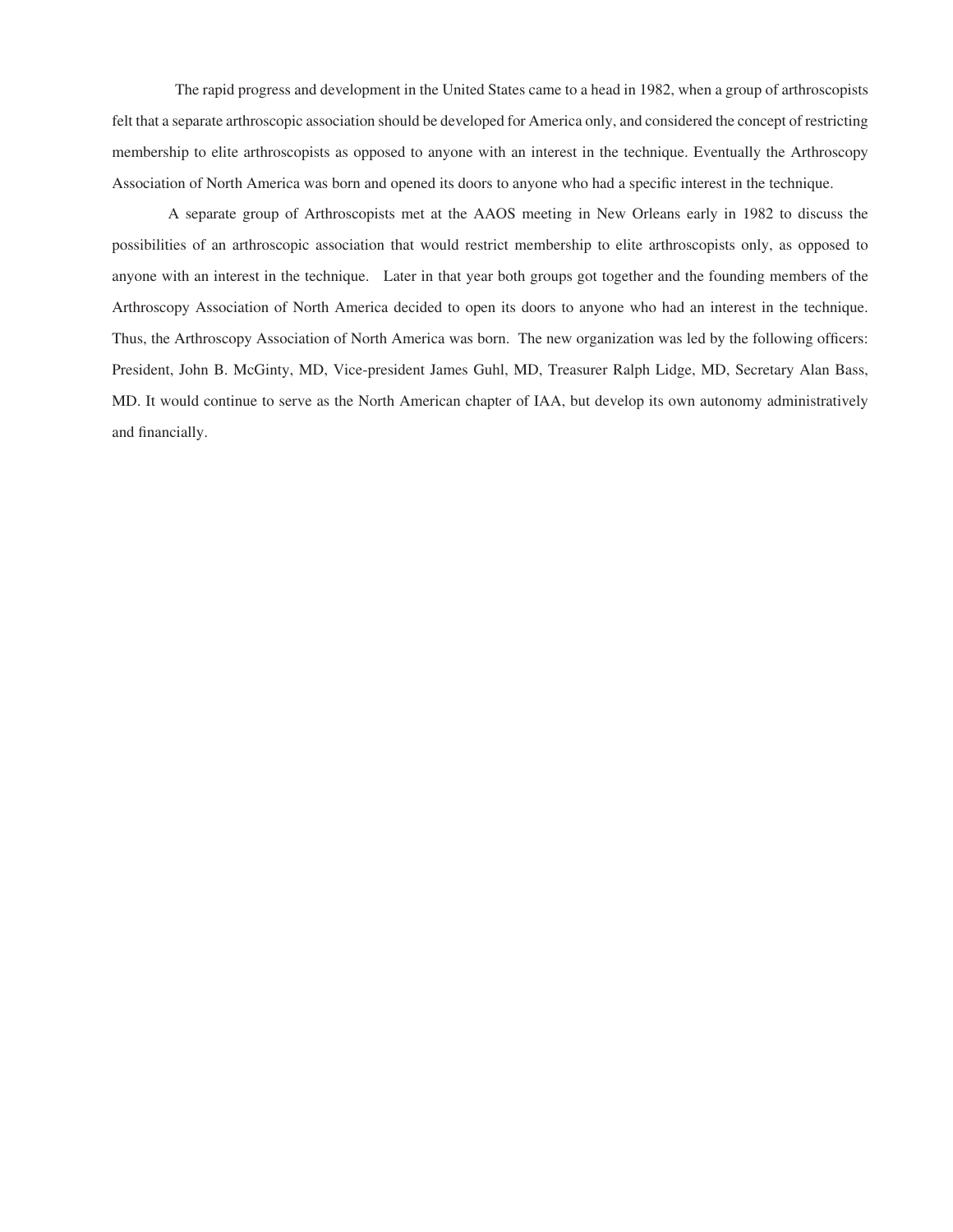The rapid progress and development in the United States came to a head in 1982, when a group of arthroscopists felt that a separate arthroscopic association should be developed for America only, and considered the concept of restricting membership to elite arthroscopists as opposed to anyone with an interest in the technique. Eventually the Arthroscopy Association of North America was born and opened its doors to anyone who had a specific interest in the technique.

A separate group of Arthroscopists met at the AAOS meeting in New Orleans early in 1982 to discuss the possibilities of an arthroscopic association that would restrict membership to elite arthroscopists only, as opposed to anyone with an interest in the technique. Later in that year both groups got together and the founding members of the Arthroscopy Association of North America decided to open its doors to anyone who had an interest in the technique. Thus, the Arthroscopy Association of North America was born. The new organization was led by the following officers: President, John B. McGinty, MD, Vice-president James Guhl, MD, Treasurer Ralph Lidge, MD, Secretary Alan Bass, MD. It would continue to serve as the North American chapter of IAA, but develop its own autonomy administratively and financially.